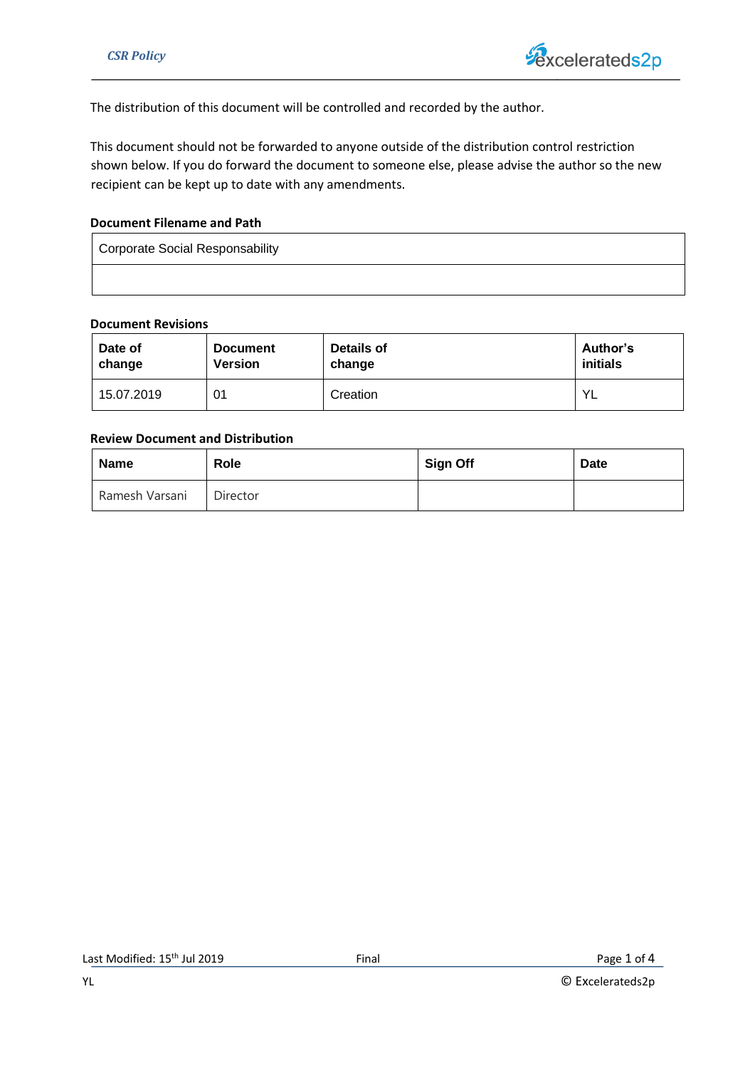The distribution of this document will be controlled and recorded by the author.

This document should not be forwarded to anyone outside of the distribution control restriction shown below. If you do forward the document to someone else, please advise the author so the new recipient can be kept up to date with any amendments.

**Document Filename and Path**

| Corporate Social Responsability |
|---|
| |

**Document Revisions**

| Date of change | Document Version | Details of change | Author's initials |
|---|---|---|---|
| 15.07.2019 | 01 | Creation | YL |

**Review Document and Distribution**

| Name | Role | Sign Off | Date |
|---|---|---|---|
| Ramesh Varsani | Director | | |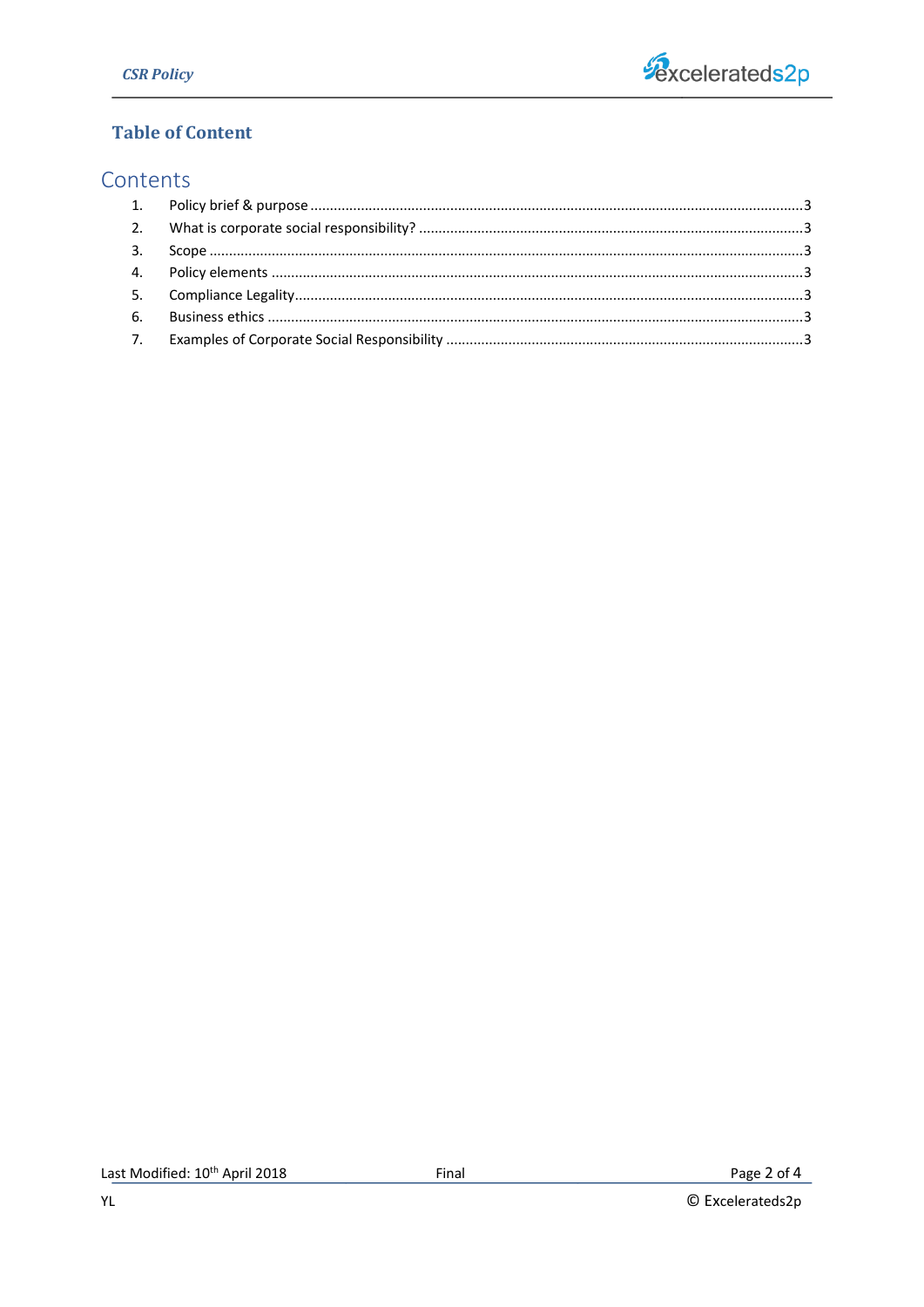## Table of Content

# Contents

1. Policy brief & purpose ........................................................................................................................3
2. What is corporate social responsibility? ..................................................................................3
3. Scope ....................................................................................................................................................3
4. Policy elements ..................................................................................................................................3
5. Compliance Legality...........................................................................................................................3
6. Business ethics ...................................................................................................................................3
7. Examples of Corporate Social Responsibility ..........................................................................3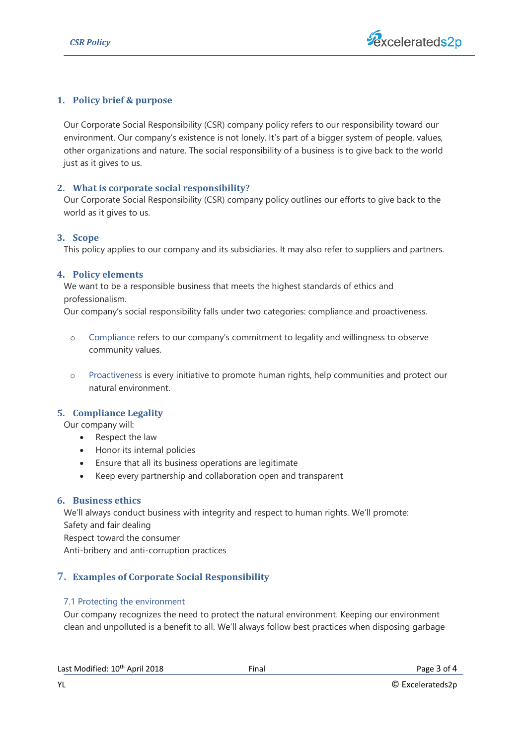## 1. Policy brief & purpose

Our Corporate Social Responsibility (CSR) company policy refers to our responsibility toward our environment. Our company's existence is not lonely. It's part of a bigger system of people, values, other organizations and nature. The social responsibility of a business is to give back to the world just as it gives to us.

## 2. What is corporate social responsibility?

Our Corporate Social Responsibility (CSR) company policy outlines our efforts to give back to the world as it gives to us.

## 3. Scope

This policy applies to our company and its subsidiaries. It may also refer to suppliers and partners.

## 4. Policy elements

We want to be a responsible business that meets the highest standards of ethics and professionalism.
Our company's social responsibility falls under two categories: compliance and proactiveness.

- Compliance refers to our company's commitment to legality and willingness to observe community values.
- Proactiveness is every initiative to promote human rights, help communities and protect our natural environment.

## 5. Compliance Legality

Our company will:

- Respect the law
- Honor its internal policies
- Ensure that all its business operations are legitimate
- Keep every partnership and collaboration open and transparent

## 6. Business ethics

We'll always conduct business with integrity and respect to human rights. We'll promote:
Safety and fair dealing
Respect toward the consumer
Anti-bribery and anti-corruption practices

## 7. Examples of Corporate Social Responsibility

### 7.1 Protecting the environment

Our company recognizes the need to protect the natural environment. Keeping our environment clean and unpolluted is a benefit to all. We'll always follow best practices when disposing garbage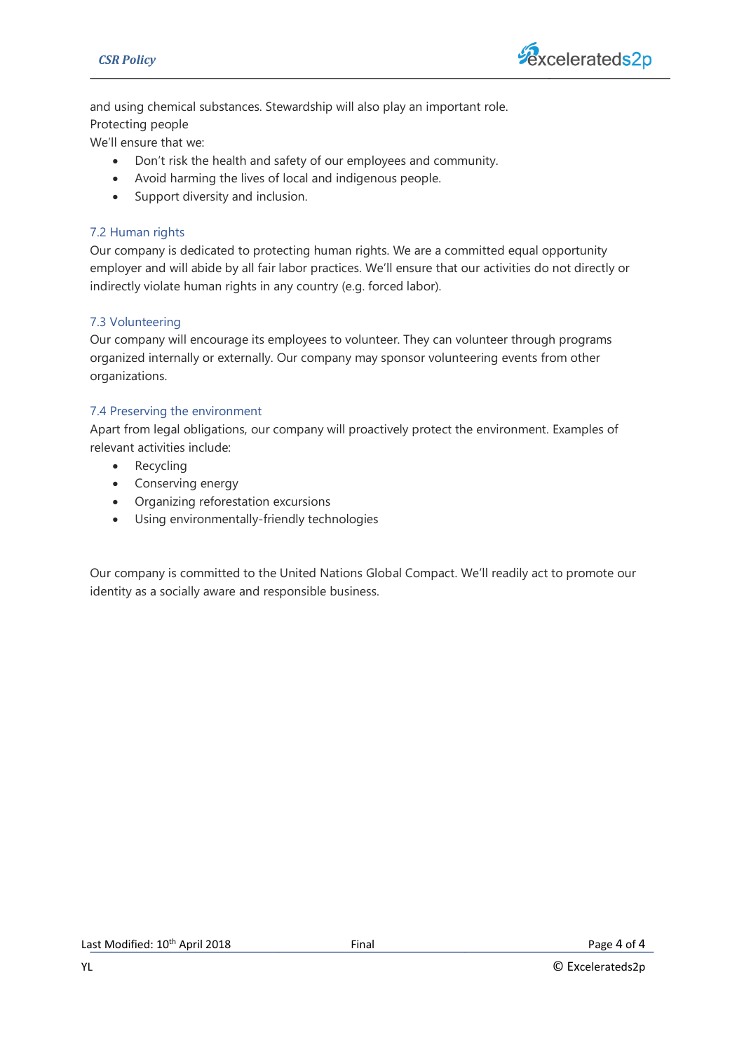and using chemical substances. Stewardship will also play an important role.

Protecting people

We'll ensure that we:

- Don't risk the health and safety of our employees and community.
- Avoid harming the lives of local and indigenous people.
- Support diversity and inclusion.

### 7.2 Human rights

Our company is dedicated to protecting human rights. We are a committed equal opportunity employer and will abide by all fair labor practices. We'll ensure that our activities do not directly or indirectly violate human rights in any country (e.g. forced labor).

### 7.3 Volunteering

Our company will encourage its employees to volunteer. They can volunteer through programs organized internally or externally. Our company may sponsor volunteering events from other organizations.

### 7.4 Preserving the environment

Apart from legal obligations, our company will proactively protect the environment. Examples of relevant activities include:

- Recycling
- Conserving energy
- Organizing reforestation excursions
- Using environmentally-friendly technologies

Our company is committed to the United Nations Global Compact. We'll readily act to promote our identity as a socially aware and responsible business.